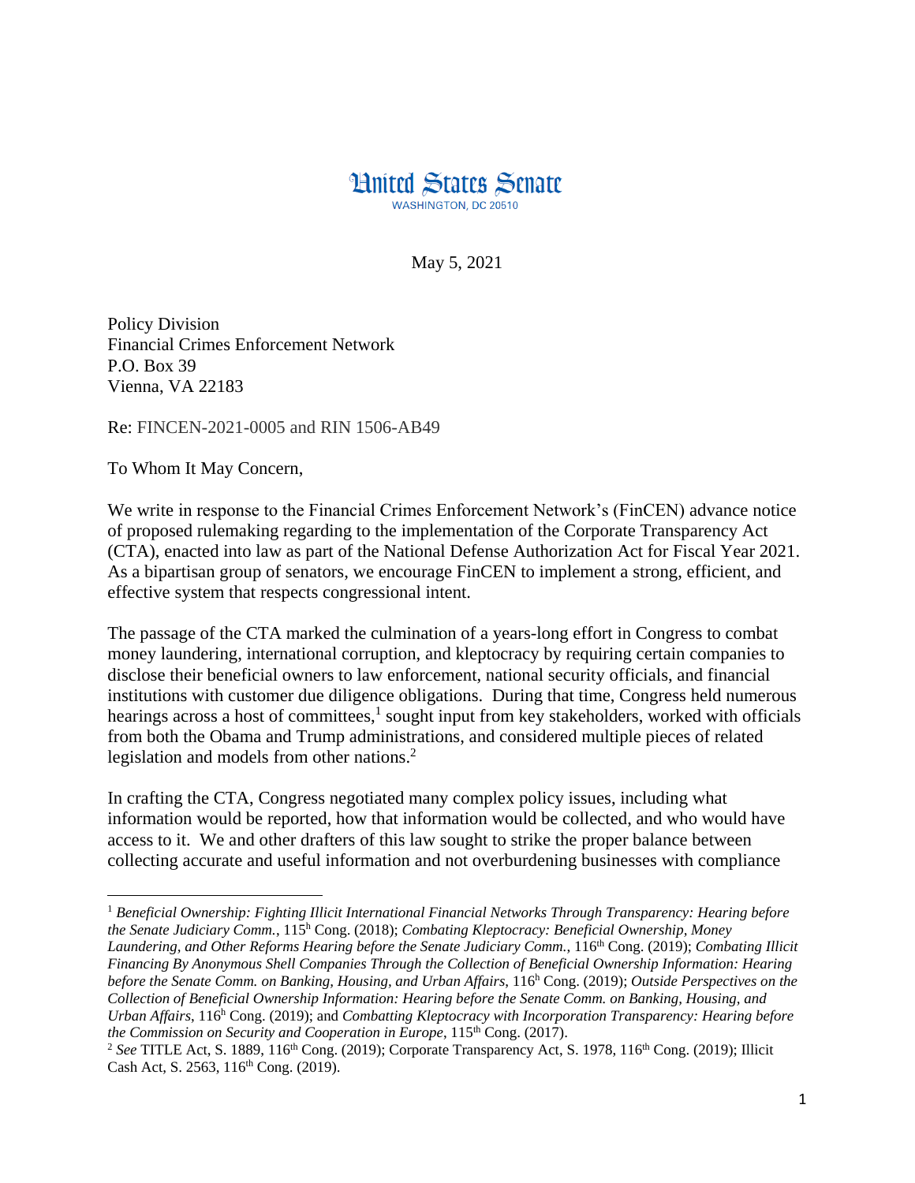# United States Senate

WASHINGTON, DC 20510

May 5, 2021

Policy Division
Financial Crimes Enforcement Network
P.O. Box 39
Vienna, VA 22183

Re: FINCEN-2021-0005 and RIN 1506-AB49

To Whom It May Concern,

We write in response to the Financial Crimes Enforcement Network's (FinCEN) advance notice of proposed rulemaking regarding to the implementation of the Corporate Transparency Act (CTA), enacted into law as part of the National Defense Authorization Act for Fiscal Year 2021. As a bipartisan group of senators, we encourage FinCEN to implement a strong, efficient, and effective system that respects congressional intent.

The passage of the CTA marked the culmination of a years-long effort in Congress to combat money laundering, international corruption, and kleptocracy by requiring certain companies to disclose their beneficial owners to law enforcement, national security officials, and financial institutions with customer due diligence obligations. During that time, Congress held numerous hearings across a host of committees,[1] sought input from key stakeholders, worked with officials from both the Obama and Trump administrations, and considered multiple pieces of related legislation and models from other nations.[2]

In crafting the CTA, Congress negotiated many complex policy issues, including what information would be reported, how that information would be collected, and who would have access to it. We and other drafters of this law sought to strike the proper balance between collecting accurate and useful information and not overburdening businesses with compliance

---

[1] *Beneficial Ownership: Fighting Illicit International Financial Networks Through Transparency: Hearing before the Senate Judiciary Comm.*, 115h Cong. (2018); *Combating Kleptocracy: Beneficial Ownership, Money Laundering, and Other Reforms Hearing before the Senate Judiciary Comm.*, 116th Cong. (2019); *Combating Illicit Financing By Anonymous Shell Companies Through the Collection of Beneficial Ownership Information: Hearing before the Senate Comm. on Banking, Housing, and Urban Affairs*, 116h Cong. (2019); *Outside Perspectives on the Collection of Beneficial Ownership Information: Hearing before the Senate Comm. on Banking, Housing, and Urban Affairs*, 116h Cong. (2019); and *Combatting Kleptocracy with Incorporation Transparency: Hearing before the Commission on Security and Cooperation in Europe*, 115th Cong. (2017).

[2] *See* TITLE Act, S. 1889, 116th Cong. (2019); Corporate Transparency Act, S. 1978, 116th Cong. (2019); Illicit Cash Act, S. 2563, 116th Cong. (2019).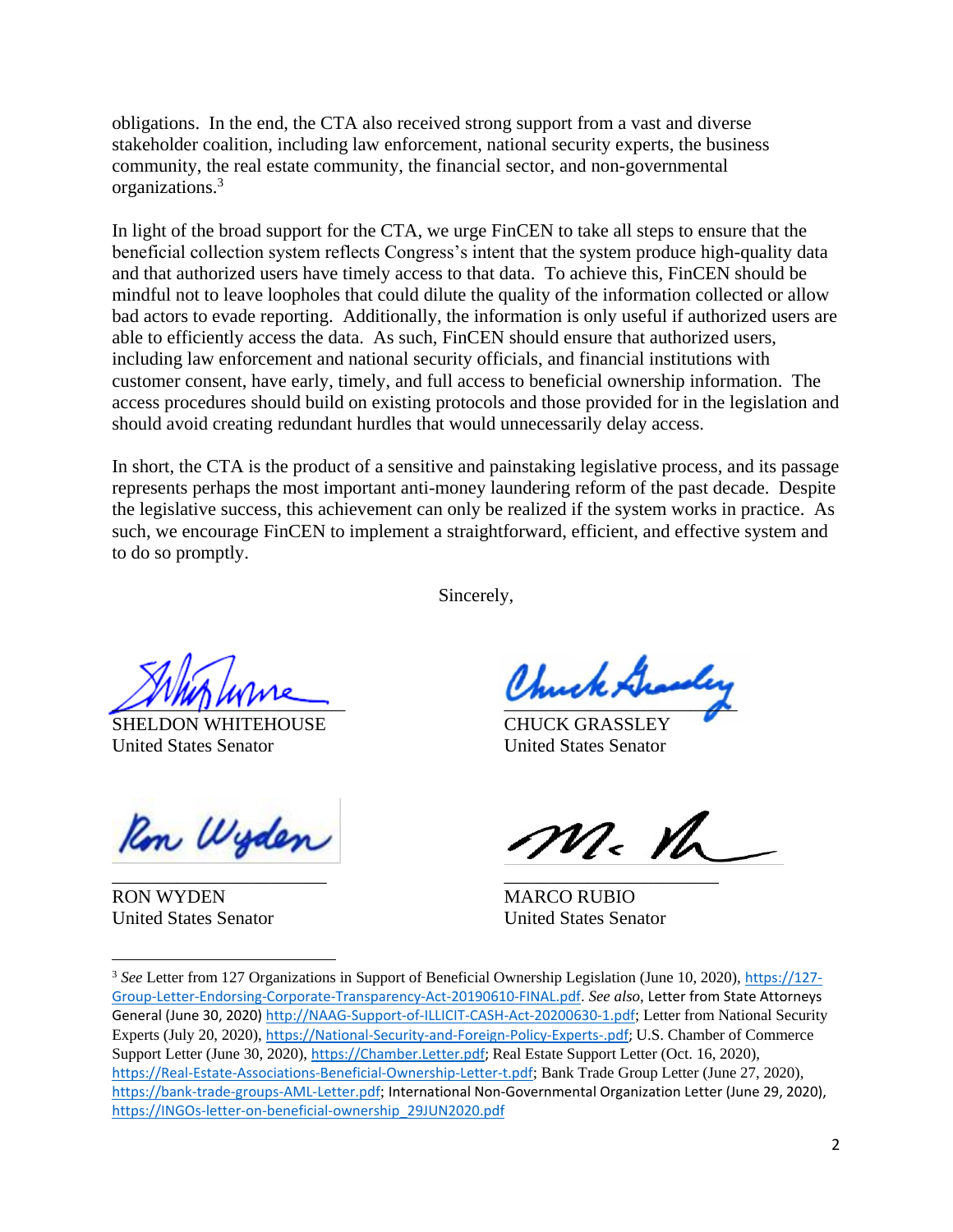obligations. In the end, the CTA also received strong support from a vast and diverse stakeholder coalition, including law enforcement, national security experts, the business community, the real estate community, the financial sector, and non-governmental organizations.[3]

In light of the broad support for the CTA, we urge FinCEN to take all steps to ensure that the beneficial collection system reflects Congress's intent that the system produce high-quality data and that authorized users have timely access to that data. To achieve this, FinCEN should be mindful not to leave loopholes that could dilute the quality of the information collected or allow bad actors to evade reporting. Additionally, the information is only useful if authorized users are able to efficiently access the data. As such, FinCEN should ensure that authorized users, including law enforcement and national security officials, and financial institutions with customer consent, have early, timely, and full access to beneficial ownership information. The access procedures should build on existing protocols and those provided for in the legislation and should avoid creating redundant hurdles that would unnecessarily delay access.

In short, the CTA is the product of a sensitive and painstaking legislative process, and its passage represents perhaps the most important anti-money laundering reform of the past decade. Despite the legislative success, this achievement can only be realized if the system works in practice. As such, we encourage FinCEN to implement a straightforward, efficient, and effective system and to do so promptly.

Sincerely,

SHELDON WHITEHOUSE
United States Senator

CHUCK GRASSLEY
United States Senator

RON WYDEN
United States Senator

MARCO RUBIO
United States Senator

---

[3] *See* Letter from 127 Organizations in Support of Beneficial Ownership Legislation (June 10, 2020), https://127-Group-Letter-Endorsing-Corporate-Transparency-Act-20190610-FINAL.pdf. *See also*, Letter from State Attorneys General (June 30, 2020) http://NAAG-Support-of-ILLICIT-CASH-Act-20200630-1.pdf; Letter from National Security Experts (July 20, 2020), https://National-Security-and-Foreign-Policy-Experts-.pdf; U.S. Chamber of Commerce Support Letter (June 30, 2020), https://Chamber.Letter.pdf; Real Estate Support Letter (Oct. 16, 2020), https://Real-Estate-Associations-Beneficial-Ownership-Letter-t.pdf; Bank Trade Group Letter (June 27, 2020), https://bank-trade-groups-AML-Letter.pdf; International Non-Governmental Organization Letter (June 29, 2020), https://INGOs-letter-on-beneficial-ownership_29JUN2020.pdf